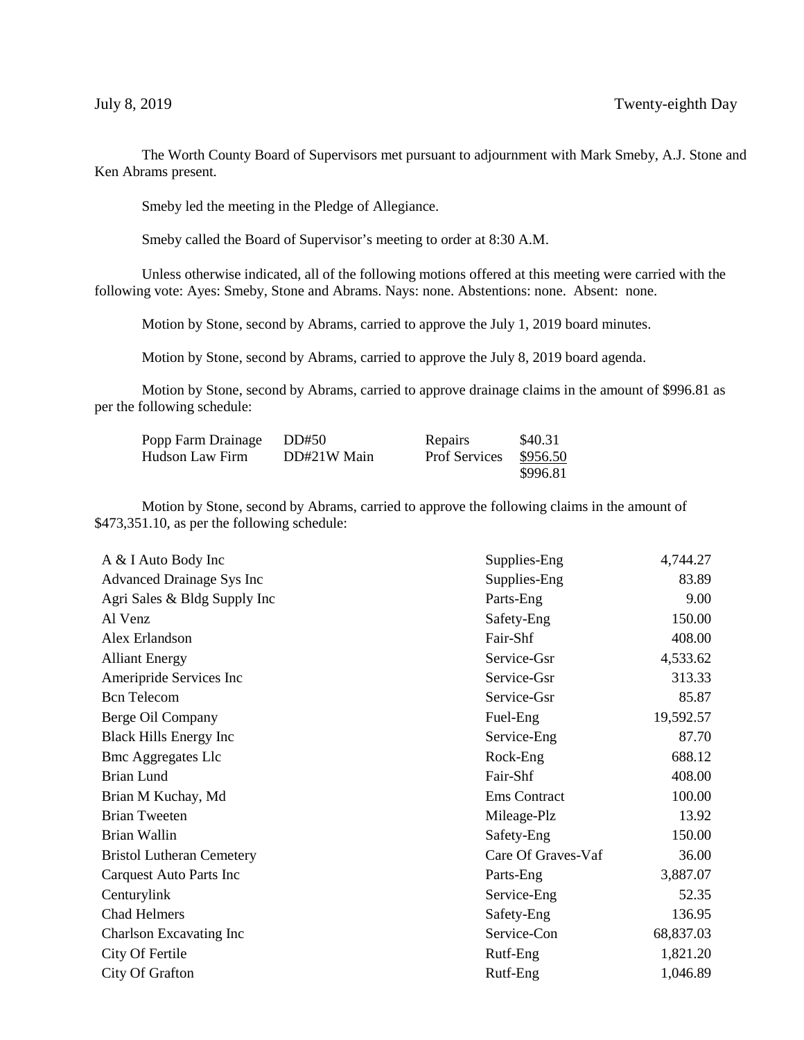July 8, 2019 Twenty-eighth Day

The Worth County Board of Supervisors met pursuant to adjournment with Mark Smeby, A.J. Stone and Ken Abrams present.

Smeby led the meeting in the Pledge of Allegiance.

Smeby called the Board of Supervisor's meeting to order at 8:30 A.M.

Unless otherwise indicated, all of the following motions offered at this meeting were carried with the following vote: Ayes: Smeby, Stone and Abrams. Nays: none. Abstentions: none. Absent: none.

Motion by Stone, second by Abrams, carried to approve the July 1, 2019 board minutes.

Motion by Stone, second by Abrams, carried to approve the July 8, 2019 board agenda.

Motion by Stone, second by Abrams, carried to approve drainage claims in the amount of $996.81 as per the following schedule:

| | | | |
|---|---|---|---|
| Popp Farm Drainage | DD#50 | Repairs | $40.31 |
| Hudson Law Firm | DD#21W Main | Prof Services | $956.50 |
| | | | $996.81 |

Motion by Stone, second by Abrams, carried to approve the following claims in the amount of $473,351.10, as per the following schedule:

| | | |
|---|---|---|
| A & I Auto Body Inc | Supplies-Eng | 4,744.27 |
| Advanced Drainage Sys Inc | Supplies-Eng | 83.89 |
| Agri Sales & Bldg Supply Inc | Parts-Eng | 9.00 |
| Al Venz | Safety-Eng | 150.00 |
| Alex Erlandson | Fair-Shf | 408.00 |
| Alliant Energy | Service-Gsr | 4,533.62 |
| Ameripride Services Inc | Service-Gsr | 313.33 |
| Bcn Telecom | Service-Gsr | 85.87 |
| Berge Oil Company | Fuel-Eng | 19,592.57 |
| Black Hills Energy Inc | Service-Eng | 87.70 |
| Bmc Aggregates Llc | Rock-Eng | 688.12 |
| Brian Lund | Fair-Shf | 408.00 |
| Brian M Kuchay, Md | Ems Contract | 100.00 |
| Brian Tweeten | Mileage-Plz | 13.92 |
| Brian Wallin | Safety-Eng | 150.00 |
| Bristol Lutheran Cemetery | Care Of Graves-Vaf | 36.00 |
| Carquest Auto Parts Inc | Parts-Eng | 3,887.07 |
| Centurylink | Service-Eng | 52.35 |
| Chad Helmers | Safety-Eng | 136.95 |
| Charlson Excavating Inc | Service-Con | 68,837.03 |
| City Of Fertile | Rutf-Eng | 1,821.20 |
| City Of Grafton | Rutf-Eng | 1,046.89 |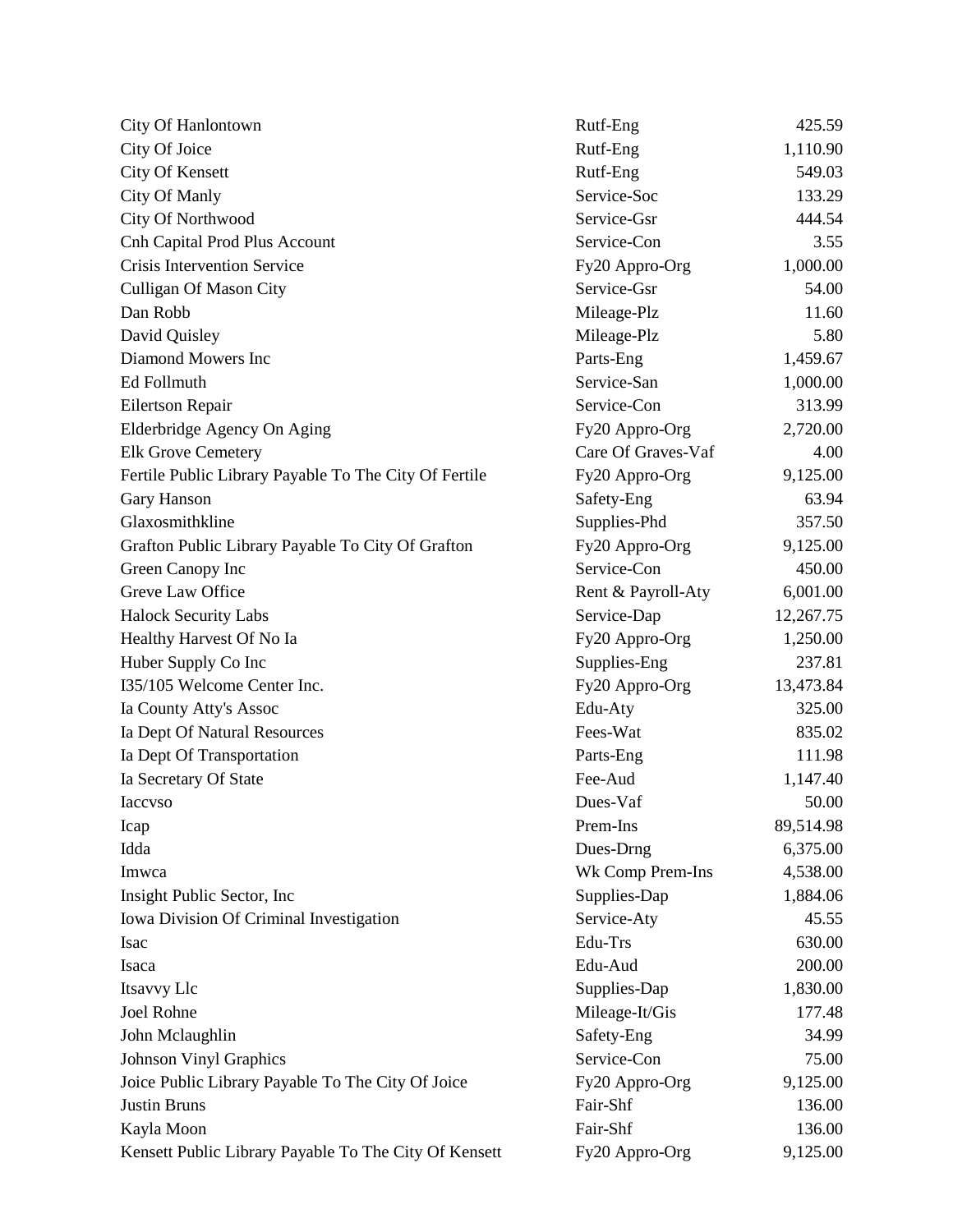| | | |
|---|---|---|
| City Of Hanlontown | Rutf-Eng | 425.59 |
| City Of Joice | Rutf-Eng | 1,110.90 |
| City Of Kensett | Rutf-Eng | 549.03 |
| City Of Manly | Service-Soc | 133.29 |
| City Of Northwood | Service-Gsr | 444.54 |
| Cnh Capital Prod Plus Account | Service-Con | 3.55 |
| Crisis Intervention Service | Fy20 Appro-Org | 1,000.00 |
| Culligan Of Mason City | Service-Gsr | 54.00 |
| Dan Robb | Mileage-Plz | 11.60 |
| David Quisley | Mileage-Plz | 5.80 |
| Diamond Mowers Inc | Parts-Eng | 1,459.67 |
| Ed Follmuth | Service-San | 1,000.00 |
| Eilertson Repair | Service-Con | 313.99 |
| Elderbridge Agency On Aging | Fy20 Appro-Org | 2,720.00 |
| Elk Grove Cemetery | Care Of Graves-Vaf | 4.00 |
| Fertile Public Library Payable To The City Of Fertile | Fy20 Appro-Org | 9,125.00 |
| Gary Hanson | Safety-Eng | 63.94 |
| Glaxosmithkline | Supplies-Phd | 357.50 |
| Grafton Public Library Payable To City Of Grafton | Fy20 Appro-Org | 9,125.00 |
| Green Canopy Inc | Service-Con | 450.00 |
| Greve Law Office | Rent & Payroll-Aty | 6,001.00 |
| Halock Security Labs | Service-Dap | 12,267.75 |
| Healthy Harvest Of No Ia | Fy20 Appro-Org | 1,250.00 |
| Huber Supply Co Inc | Supplies-Eng | 237.81 |
| I35/105 Welcome Center Inc. | Fy20 Appro-Org | 13,473.84 |
| Ia County Atty's Assoc | Edu-Aty | 325.00 |
| Ia Dept Of Natural Resources | Fees-Wat | 835.02 |
| Ia Dept Of Transportation | Parts-Eng | 111.98 |
| Ia Secretary Of State | Fee-Aud | 1,147.40 |
| Iaccvso | Dues-Vaf | 50.00 |
| Icap | Prem-Ins | 89,514.98 |
| Idda | Dues-Drng | 6,375.00 |
| Imwca | Wk Comp Prem-Ins | 4,538.00 |
| Insight Public Sector, Inc | Supplies-Dap | 1,884.06 |
| Iowa Division Of Criminal Investigation | Service-Aty | 45.55 |
| Isac | Edu-Trs | 630.00 |
| Isaca | Edu-Aud | 200.00 |
| Itsavvy Llc | Supplies-Dap | 1,830.00 |
| Joel Rohne | Mileage-It/Gis | 177.48 |
| John Mclaughlin | Safety-Eng | 34.99 |
| Johnson Vinyl Graphics | Service-Con | 75.00 |
| Joice Public Library Payable To The City Of Joice | Fy20 Appro-Org | 9,125.00 |
| Justin Bruns | Fair-Shf | 136.00 |
| Kayla Moon | Fair-Shf | 136.00 |
| Kensett Public Library Payable To The City Of Kensett | Fy20 Appro-Org | 9,125.00 |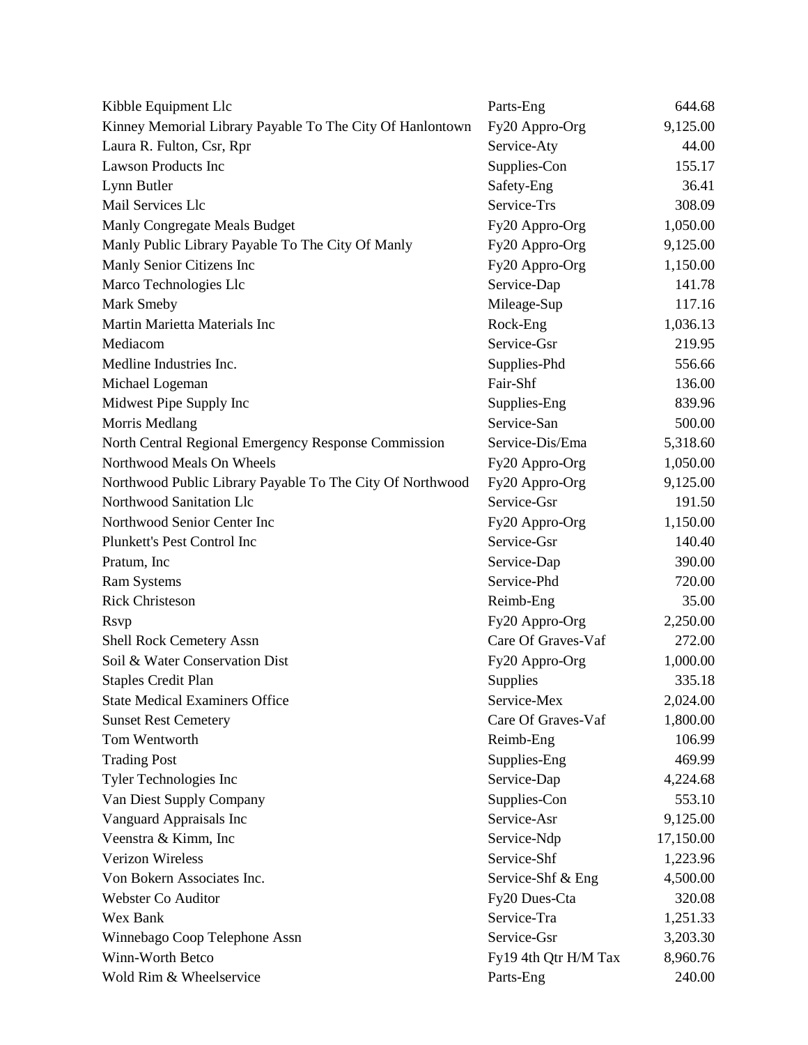| | | |
|---|---|---|
| Kibble Equipment Llc | Parts-Eng | 644.68 |
| Kinney Memorial Library Payable To The City Of Hanlontown | Fy20 Appro-Org | 9,125.00 |
| Laura R. Fulton, Csr, Rpr | Service-Aty | 44.00 |
| Lawson Products Inc | Supplies-Con | 155.17 |
| Lynn Butler | Safety-Eng | 36.41 |
| Mail Services Llc | Service-Trs | 308.09 |
| Manly Congregate Meals Budget | Fy20 Appro-Org | 1,050.00 |
| Manly Public Library Payable To The City Of Manly | Fy20 Appro-Org | 9,125.00 |
| Manly Senior Citizens Inc | Fy20 Appro-Org | 1,150.00 |
| Marco Technologies Llc | Service-Dap | 141.78 |
| Mark Smeby | Mileage-Sup | 117.16 |
| Martin Marietta Materials Inc | Rock-Eng | 1,036.13 |
| Mediacom | Service-Gsr | 219.95 |
| Medline Industries Inc. | Supplies-Phd | 556.66 |
| Michael Logeman | Fair-Shf | 136.00 |
| Midwest Pipe Supply Inc | Supplies-Eng | 839.96 |
| Morris Medlang | Service-San | 500.00 |
| North Central Regional Emergency Response Commission | Service-Dis/Ema | 5,318.60 |
| Northwood Meals On Wheels | Fy20 Appro-Org | 1,050.00 |
| Northwood Public Library Payable To The City Of Northwood | Fy20 Appro-Org | 9,125.00 |
| Northwood Sanitation Llc | Service-Gsr | 191.50 |
| Northwood Senior Center Inc | Fy20 Appro-Org | 1,150.00 |
| Plunkett's Pest Control Inc | Service-Gsr | 140.40 |
| Pratum, Inc | Service-Dap | 390.00 |
| Ram Systems | Service-Phd | 720.00 |
| Rick Christeson | Reimb-Eng | 35.00 |
| Rsvp | Fy20 Appro-Org | 2,250.00 |
| Shell Rock Cemetery Assn | Care Of Graves-Vaf | 272.00 |
| Soil & Water Conservation Dist | Fy20 Appro-Org | 1,000.00 |
| Staples Credit Plan | Supplies | 335.18 |
| State Medical Examiners Office | Service-Mex | 2,024.00 |
| Sunset Rest Cemetery | Care Of Graves-Vaf | 1,800.00 |
| Tom Wentworth | Reimb-Eng | 106.99 |
| Trading Post | Supplies-Eng | 469.99 |
| Tyler Technologies Inc | Service-Dap | 4,224.68 |
| Van Diest Supply Company | Supplies-Con | 553.10 |
| Vanguard Appraisals Inc | Service-Asr | 9,125.00 |
| Veenstra & Kimm, Inc | Service-Ndp | 17,150.00 |
| Verizon Wireless | Service-Shf | 1,223.96 |
| Von Bokern Associates Inc. | Service-Shf & Eng | 4,500.00 |
| Webster Co Auditor | Fy20 Dues-Cta | 320.08 |
| Wex Bank | Service-Tra | 1,251.33 |
| Winnebago Coop Telephone Assn | Service-Gsr | 3,203.30 |
| Winn-Worth Betco | Fy19 4th Qtr H/M Tax | 8,960.76 |
| Wold Rim & Wheelservice | Parts-Eng | 240.00 |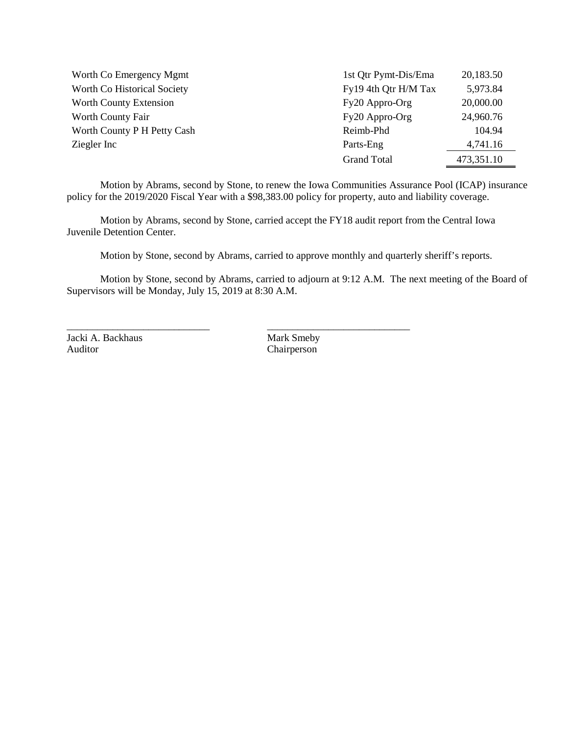| | | |
|---|---|---|
| Worth Co Emergency Mgmt | 1st Qtr Pymt-Dis/Ema | 20,183.50 |
| Worth Co Historical Society | Fy19 4th Qtr H/M Tax | 5,973.84 |
| Worth County Extension | Fy20 Appro-Org | 20,000.00 |
| Worth County Fair | Fy20 Appro-Org | 24,960.76 |
| Worth County P H Petty Cash | Reimb-Phd | 104.94 |
| Ziegler Inc | Parts-Eng | 4,741.16 |
| | Grand Total | 473,351.10 |

Motion by Abrams, second by Stone, to renew the Iowa Communities Assurance Pool (ICAP) insurance policy for the 2019/2020 Fiscal Year with a $98,383.00 policy for property, auto and liability coverage.

Motion by Abrams, second by Stone, carried accept the FY18 audit report from the Central Iowa Juvenile Detention Center.

Motion by Stone, second by Abrams, carried to approve monthly and quarterly sheriff's reports.

Motion by Stone, second by Abrams, carried to adjourn at 9:12 A.M. The next meeting of the Board of Supervisors will be Monday, July 15, 2019 at 8:30 A.M.

\_\_\_\_\_\_\_\_\_\_\_\_\_\_\_\_\_\_\_\_\_\_\_\_\_\_\_\_ \_\_\_\_\_\_\_\_\_\_\_\_\_\_\_\_\_\_\_\_\_\_\_\_\_\_\_\_

Jacki A. Backhaus
Auditor

Mark Smeby
Chairperson